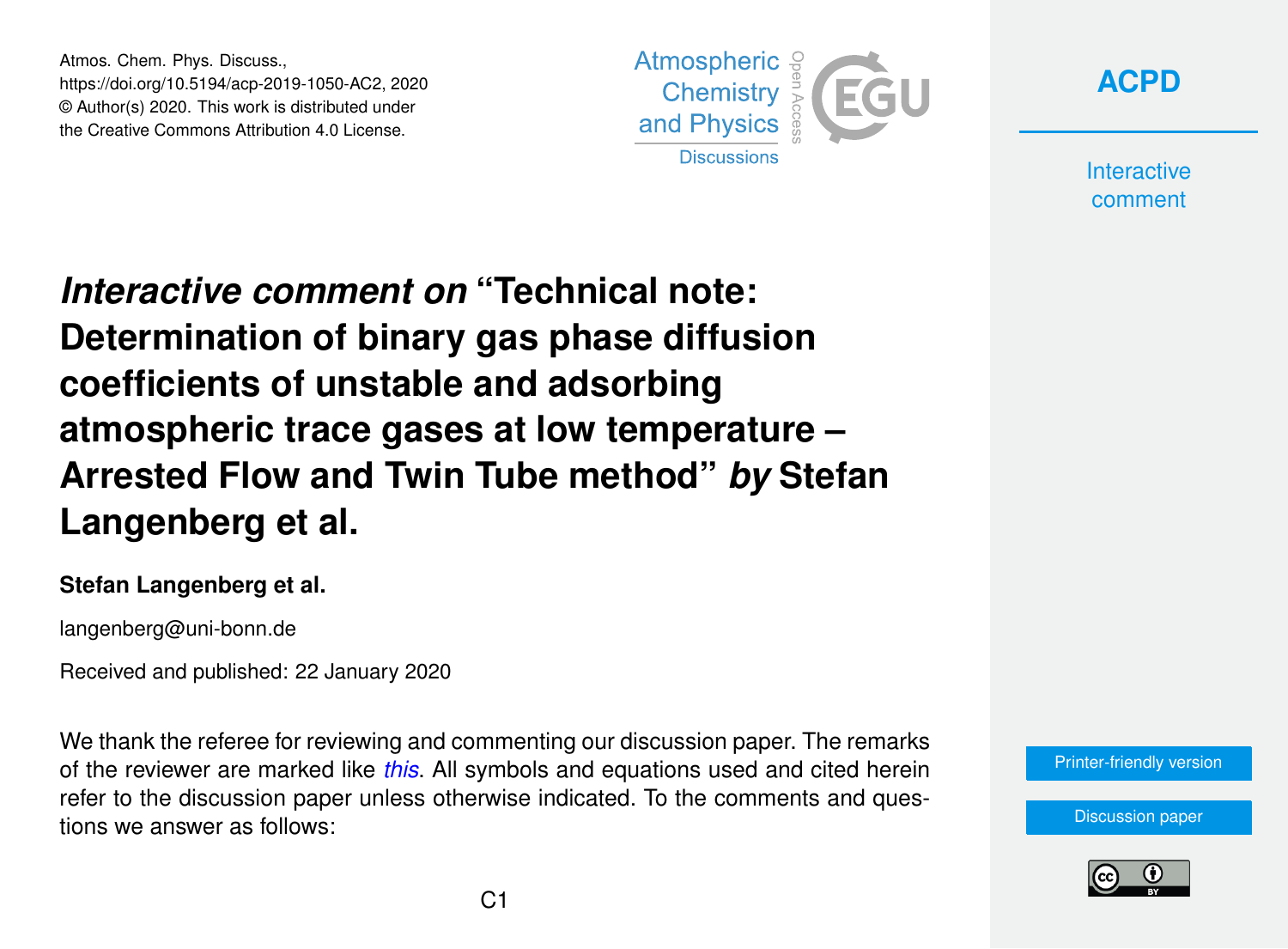# *Interactive comment on* "Technical note: Determination of binary gas phase diffusion coefficients of unstable and adsorbing atmospheric trace gases at low temperature – Arrested Flow and Twin Tube method" *by* Stefan Langenberg et al.

**Stefan Langenberg et al.**

langenberg@uni-bonn.de

Received and published: 22 January 2020

We thank the referee for reviewing and commenting our discussion paper. The remarks of the reviewer are marked like *this*. All symbols and equations used and cited herein refer to the discussion paper unless otherwise indicated. To the comments and questions we answer as follows: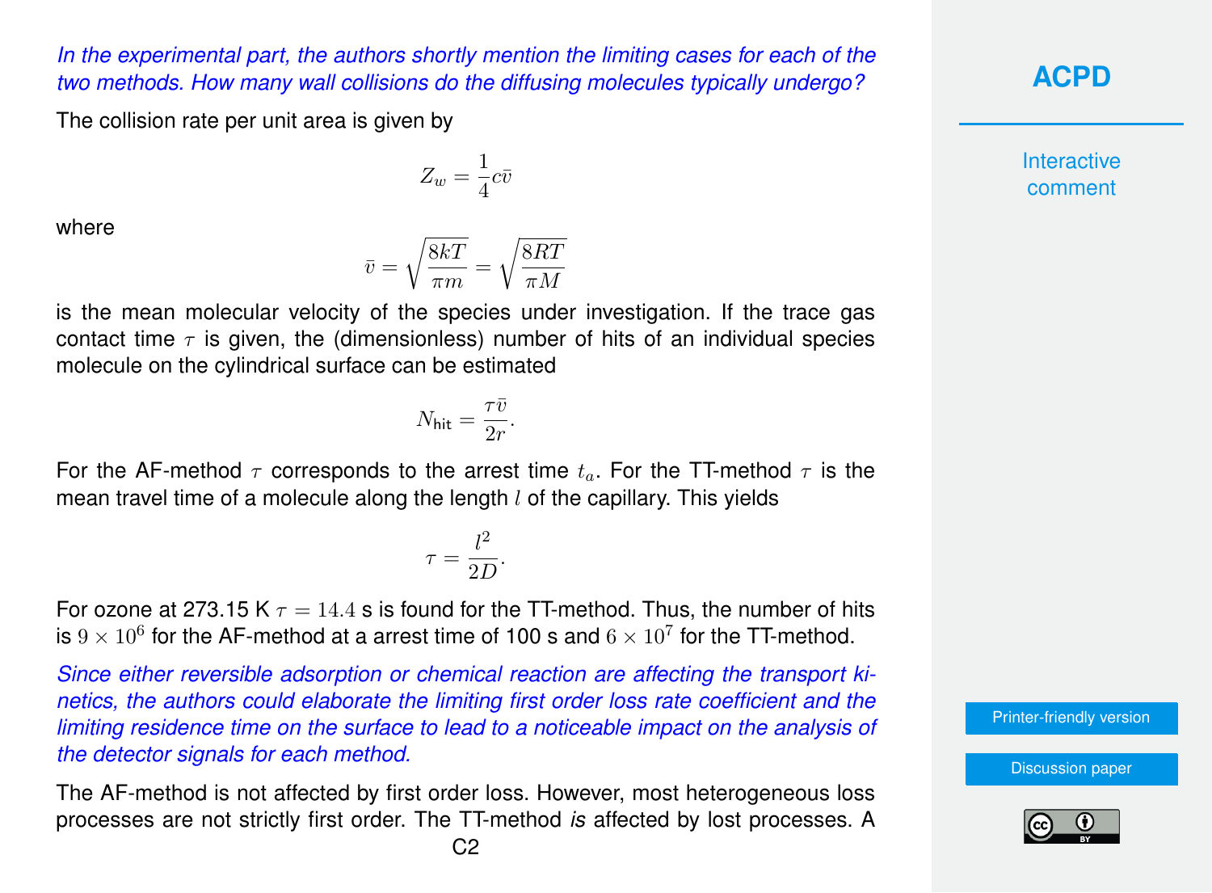*In the experimental part, the authors shortly mention the limiting cases for each of the two methods. How many wall collisions do the diffusing molecules typically undergo?*

The collision rate per unit area is given by

$$Z_w = \frac{1}{4} c\bar{v}$$

where

$$\bar{v} = \sqrt{\frac{8kT}{\pi m}} = \sqrt{\frac{8RT}{\pi M}}$$

is the mean molecular velocity of the species under investigation. If the trace gas contact time $\tau$ is given, the (dimensionless) number of hits of an individual species molecule on the cylindrical surface can be estimated

$$N_{\mathrm{hit}} = \frac{\tau \bar{v}}{2r}.$$

For the AF-method $\tau$ corresponds to the arrest time $t_a$. For the TT-method $\tau$ is the mean travel time of a molecule along the length $l$ of the capillary. This yields

$$\tau = \frac{l^2}{2D}.$$

For ozone at 273.15 K $\tau = 14.4$ s is found for the TT-method. Thus, the number of hits is $9 \times 10^6$ for the AF-method at a arrest time of 100 s and $6 \times 10^7$ for the TT-method.

*Since either reversible adsorption or chemical reaction are affecting the transport kinetics, the authors could elaborate the limiting first order loss rate coefficient and the limiting residence time on the surface to lead to a noticeable impact on the analysis of the detector signals for each method.*

The AF-method is not affected by first order loss. However, most heterogeneous loss processes are not strictly first order. The TT-method *is* affected by lost processes. A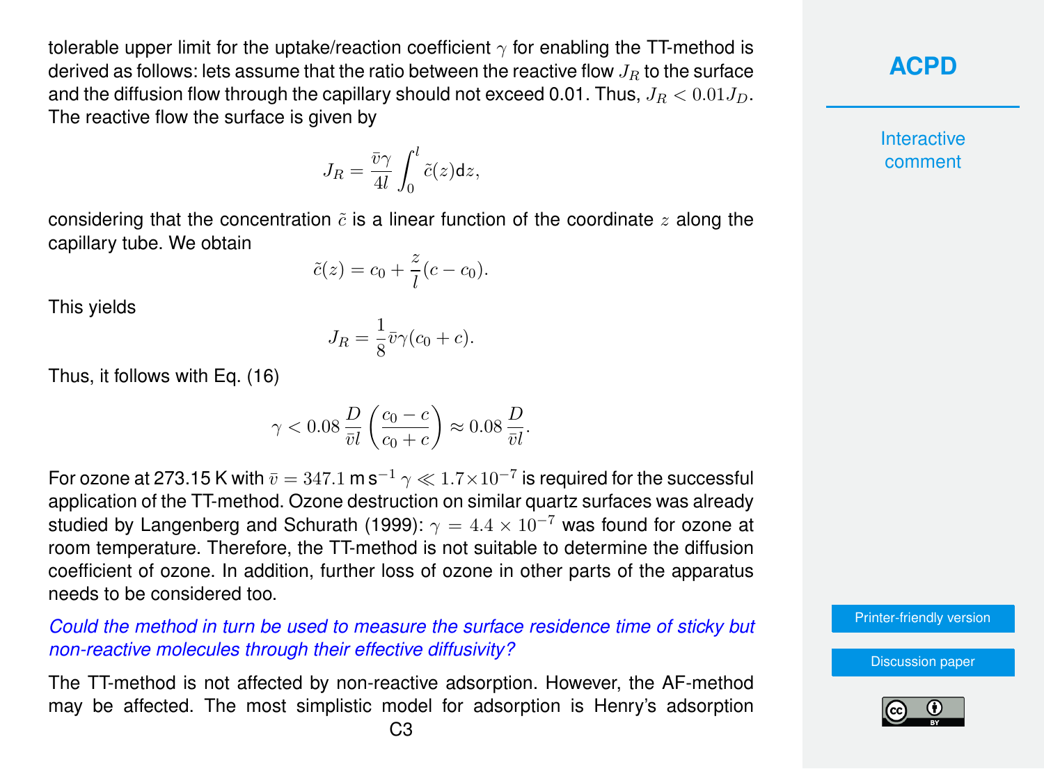tolerable upper limit for the uptake/reaction coefficient $\gamma$ for enabling the TT-method is derived as follows: lets assume that the ratio between the reactive flow $J_R$ to the surface and the diffusion flow through the capillary should not exceed 0.01. Thus, $J_R < 0.01 J_D$. The reactive flow the surface is given by

$$J_R = \frac{\bar{v}\gamma}{4l} \int_0^l \tilde{c}(z) \mathrm{d}z,$$

considering that the concentration $\tilde{c}$ is a linear function of the coordinate $z$ along the capillary tube. We obtain

$$\tilde{c}(z) = c_0 + \frac{z}{l}(c - c_0).$$

This yields

$$J_R = \frac{1}{8}\bar{v}\gamma(c_0 + c).$$

Thus, it follows with Eq. (16)

$$\gamma < 0.08 \, \frac{D}{\bar{v}l} \left( \frac{c_0 - c}{c_0 + c} \right) \approx 0.08 \, \frac{D}{\bar{v}l}.$$

For ozone at 273.15 K with $\bar{v} = 347.1$ m s$^{-1}$ $\gamma \ll 1.7 \times 10^{-7}$ is required for the successful application of the TT-method. Ozone destruction on similar quartz surfaces was already studied by Langenberg and Schurath (1999): $\gamma = 4.4 \times 10^{-7}$ was found for ozone at room temperature. Therefore, the TT-method is not suitable to determine the diffusion coefficient of ozone. In addition, further loss of ozone in other parts of the apparatus needs to be considered too.

*Could the method in turn be used to measure the surface residence time of sticky but non-reactive molecules through their effective diffusivity?*

The TT-method is not affected by non-reactive adsorption. However, the AF-method may be affected. The most simplistic model for adsorption is Henry's adsorption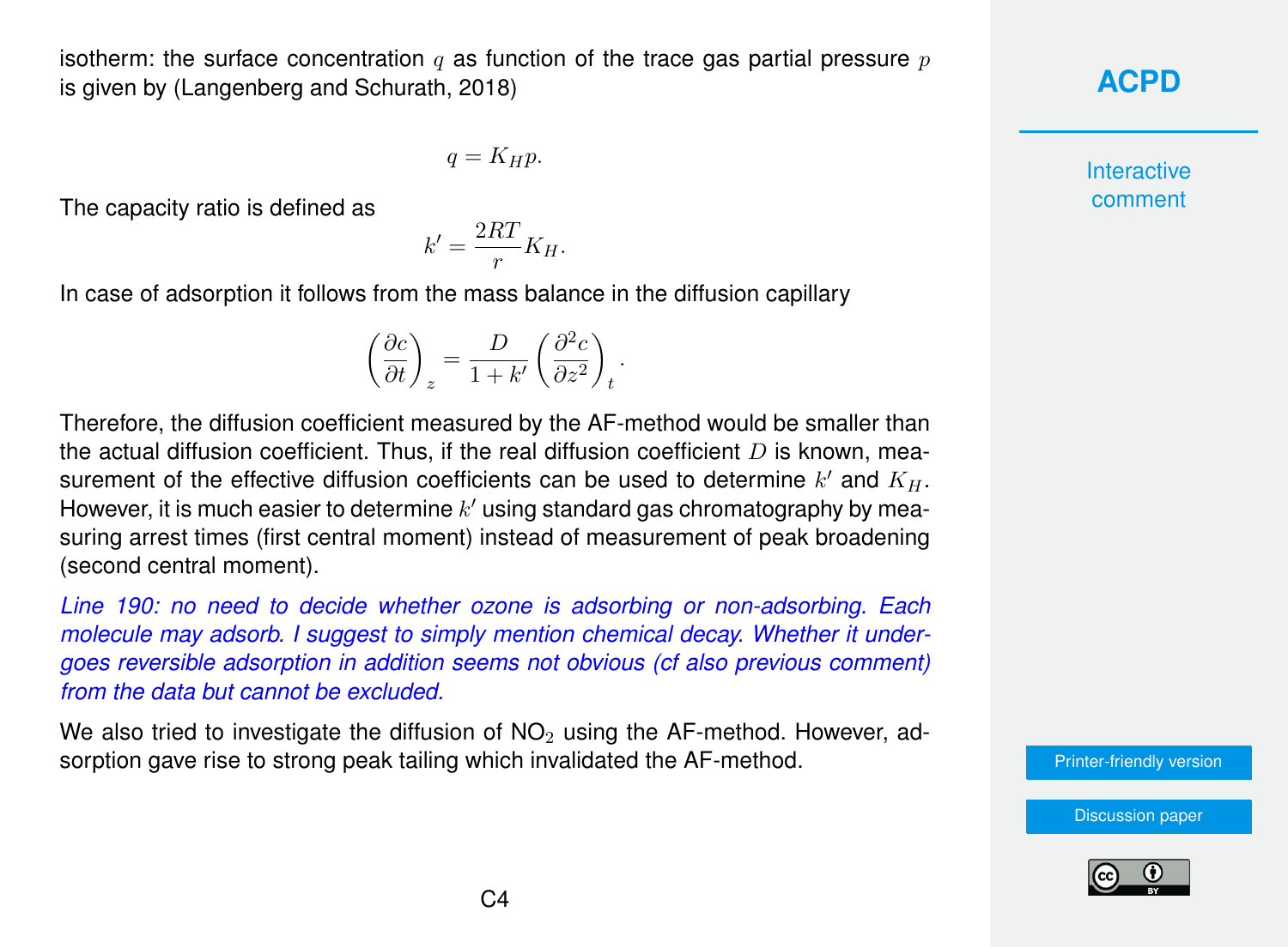isotherm: the surface concentration $q$ as function of the trace gas partial pressure $p$ is given by (Langenberg and Schurath, 2018)

$$q = K_H p.$$

The capacity ratio is defined as

$$k' = \frac{2RT}{r} K_H.$$

In case of adsorption it follows from the mass balance in the diffusion capillary

$$\left(\frac{\partial c}{\partial t}\right)_z = \frac{D}{1+k'} \left(\frac{\partial^2 c}{\partial z^2}\right)_t.$$

Therefore, the diffusion coefficient measured by the AF-method would be smaller than the actual diffusion coefficient. Thus, if the real diffusion coefficient $D$ is known, measurement of the effective diffusion coefficients can be used to determine $k'$ and $K_H$. However, it is much easier to determine $k'$ using standard gas chromatography by measuring arrest times (first central moment) instead of measurement of peak broadening (second central moment).

*Line 190: no need to decide whether ozone is adsorbing or non-adsorbing. Each molecule may adsorb. I suggest to simply mention chemical decay. Whether it undergoes reversible adsorption in addition seems not obvious (cf also previous comment) from the data but cannot be excluded.*

We also tried to investigate the diffusion of $NO_2$ using the AF-method. However, adsorption gave rise to strong peak tailing which invalidated the AF-method.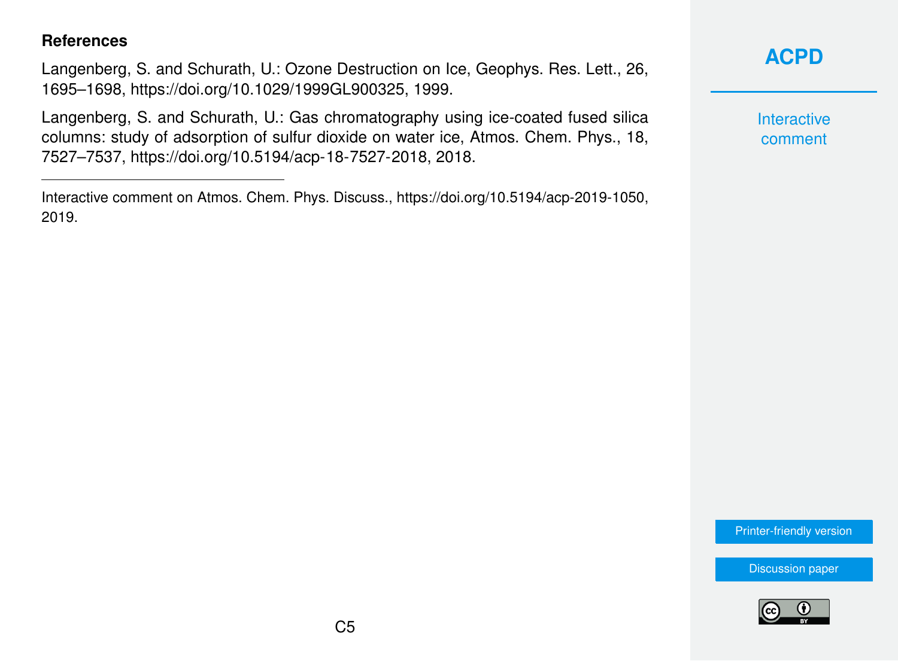**References**

Langenberg, S. and Schurath, U.: Ozone Destruction on Ice, Geophys. Res. Lett., 26, 1695–1698, https://doi.org/10.1029/1999GL900325, 1999.

Langenberg, S. and Schurath, U.: Gas chromatography using ice-coated fused silica columns: study of adsorption of sulfur dioxide on water ice, Atmos. Chem. Phys., 18, 7527–7537, https://doi.org/10.5194/acp-18-7527-2018, 2018.

---

Interactive comment on Atmos. Chem. Phys. Discuss., https://doi.org/10.5194/acp-2019-1050, 2019.